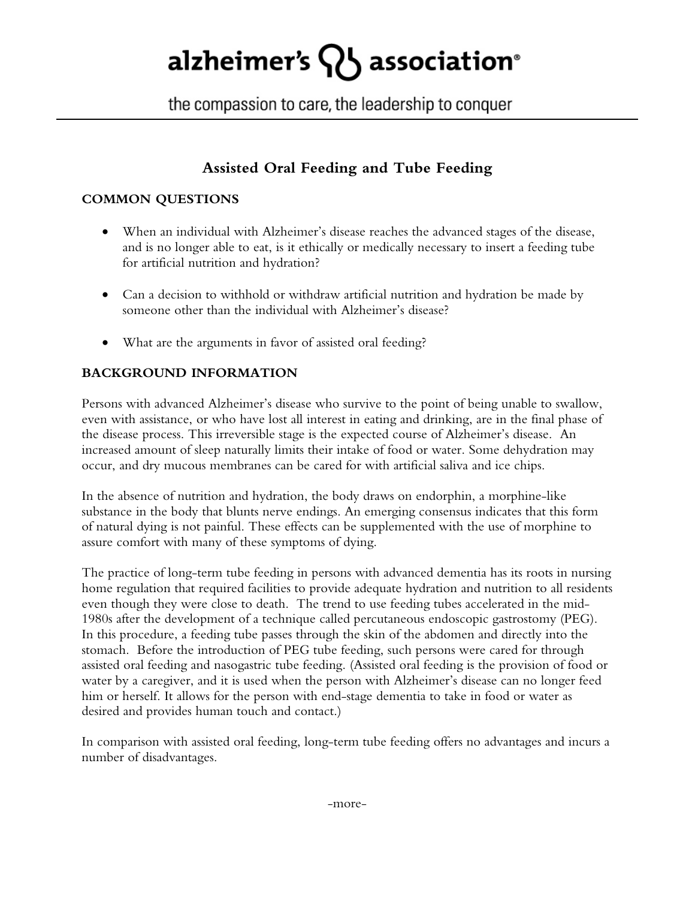alzheimer's association®

the compassion to care, the leadership to conquer

# Assisted Oral Feeding and Tube Feeding

## COMMON QUESTIONS

- When an individual with Alzheimer's disease reaches the advanced stages of the disease, and is no longer able to eat, is it ethically or medically necessary to insert a feeding tube for artificial nutrition and hydration?

- Can a decision to withhold or withdraw artificial nutrition and hydration be made by someone other than the individual with Alzheimer's disease?

- What are the arguments in favor of assisted oral feeding?

## BACKGROUND INFORMATION

Persons with advanced Alzheimer's disease who survive to the point of being unable to swallow, even with assistance, or who have lost all interest in eating and drinking, are in the final phase of the disease process. This irreversible stage is the expected course of Alzheimer's disease. An increased amount of sleep naturally limits their intake of food or water. Some dehydration may occur, and dry mucous membranes can be cared for with artificial saliva and ice chips.

In the absence of nutrition and hydration, the body draws on endorphin, a morphine-like substance in the body that blunts nerve endings. An emerging consensus indicates that this form of natural dying is not painful. These effects can be supplemented with the use of morphine to assure comfort with many of these symptoms of dying.

The practice of long-term tube feeding in persons with advanced dementia has its roots in nursing home regulation that required facilities to provide adequate hydration and nutrition to all residents even though they were close to death. The trend to use feeding tubes accelerated in the mid-1980s after the development of a technique called percutaneous endoscopic gastrostomy (PEG). In this procedure, a feeding tube passes through the skin of the abdomen and directly into the stomach. Before the introduction of PEG tube feeding, such persons were cared for through assisted oral feeding and nasogastric tube feeding. (Assisted oral feeding is the provision of food or water by a caregiver, and it is used when the person with Alzheimer's disease can no longer feed him or herself. It allows for the person with end-stage dementia to take in food or water as desired and provides human touch and contact.)

In comparison with assisted oral feeding, long-term tube feeding offers no advantages and incurs a number of disadvantages.

-more-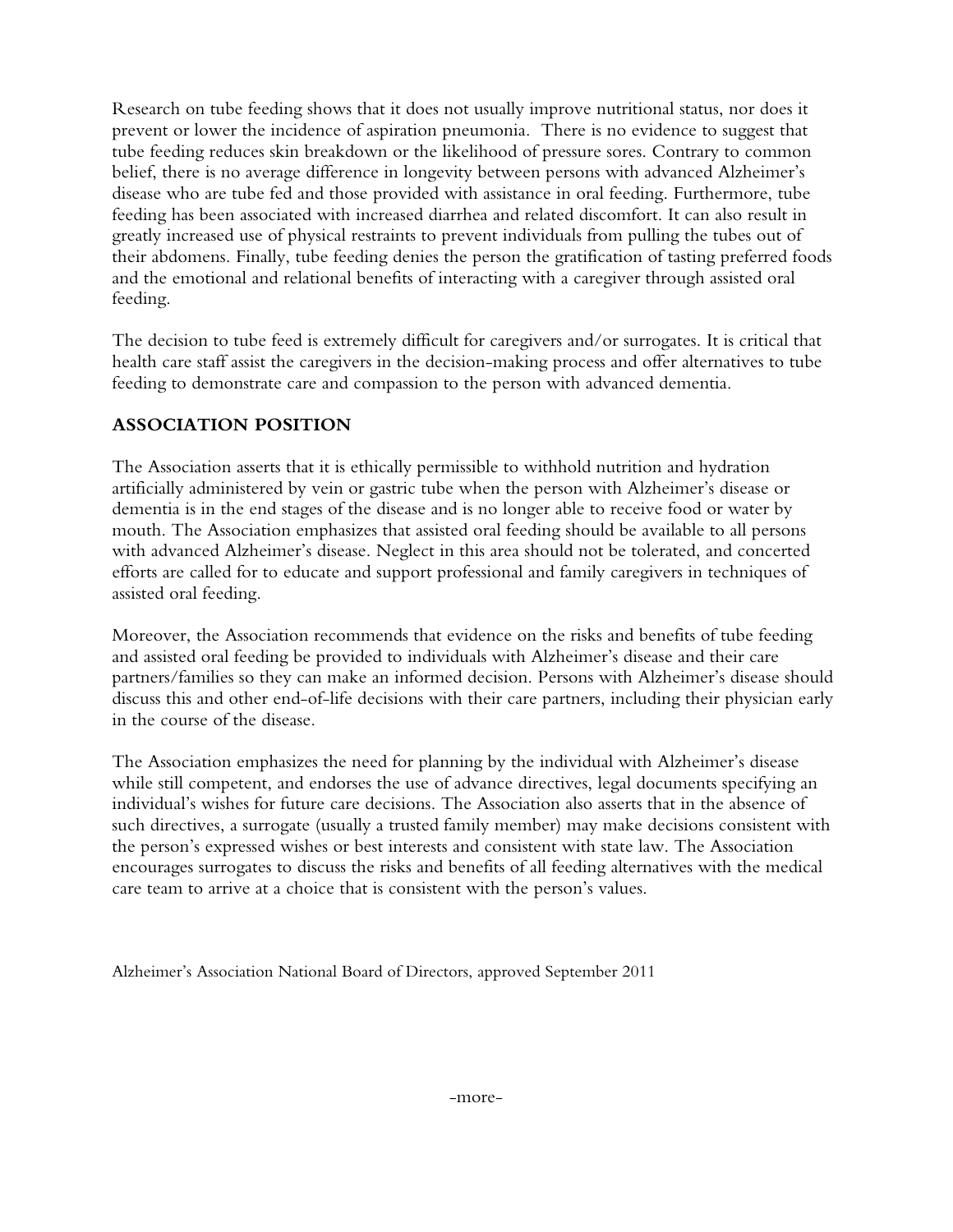Research on tube feeding shows that it does not usually improve nutritional status, nor does it prevent or lower the incidence of aspiration pneumonia. There is no evidence to suggest that tube feeding reduces skin breakdown or the likelihood of pressure sores. Contrary to common belief, there is no average difference in longevity between persons with advanced Alzheimer's disease who are tube fed and those provided with assistance in oral feeding. Furthermore, tube feeding has been associated with increased diarrhea and related discomfort. It can also result in greatly increased use of physical restraints to prevent individuals from pulling the tubes out of their abdomens. Finally, tube feeding denies the person the gratification of tasting preferred foods and the emotional and relational benefits of interacting with a caregiver through assisted oral feeding.

The decision to tube feed is extremely difficult for caregivers and/or surrogates. It is critical that health care staff assist the caregivers in the decision-making process and offer alternatives to tube feeding to demonstrate care and compassion to the person with advanced dementia.

## ASSOCIATION POSITION

The Association asserts that it is ethically permissible to withhold nutrition and hydration artificially administered by vein or gastric tube when the person with Alzheimer's disease or dementia is in the end stages of the disease and is no longer able to receive food or water by mouth. The Association emphasizes that assisted oral feeding should be available to all persons with advanced Alzheimer's disease. Neglect in this area should not be tolerated, and concerted efforts are called for to educate and support professional and family caregivers in techniques of assisted oral feeding.

Moreover, the Association recommends that evidence on the risks and benefits of tube feeding and assisted oral feeding be provided to individuals with Alzheimer's disease and their care partners/families so they can make an informed decision. Persons with Alzheimer's disease should discuss this and other end-of-life decisions with their care partners, including their physician early in the course of the disease.

The Association emphasizes the need for planning by the individual with Alzheimer's disease while still competent, and endorses the use of advance directives, legal documents specifying an individual's wishes for future care decisions. The Association also asserts that in the absence of such directives, a surrogate (usually a trusted family member) may make decisions consistent with the person's expressed wishes or best interests and consistent with state law. The Association encourages surrogates to discuss the risks and benefits of all feeding alternatives with the medical care team to arrive at a choice that is consistent with the person's values.

Alzheimer's Association National Board of Directors, approved September 2011

-more-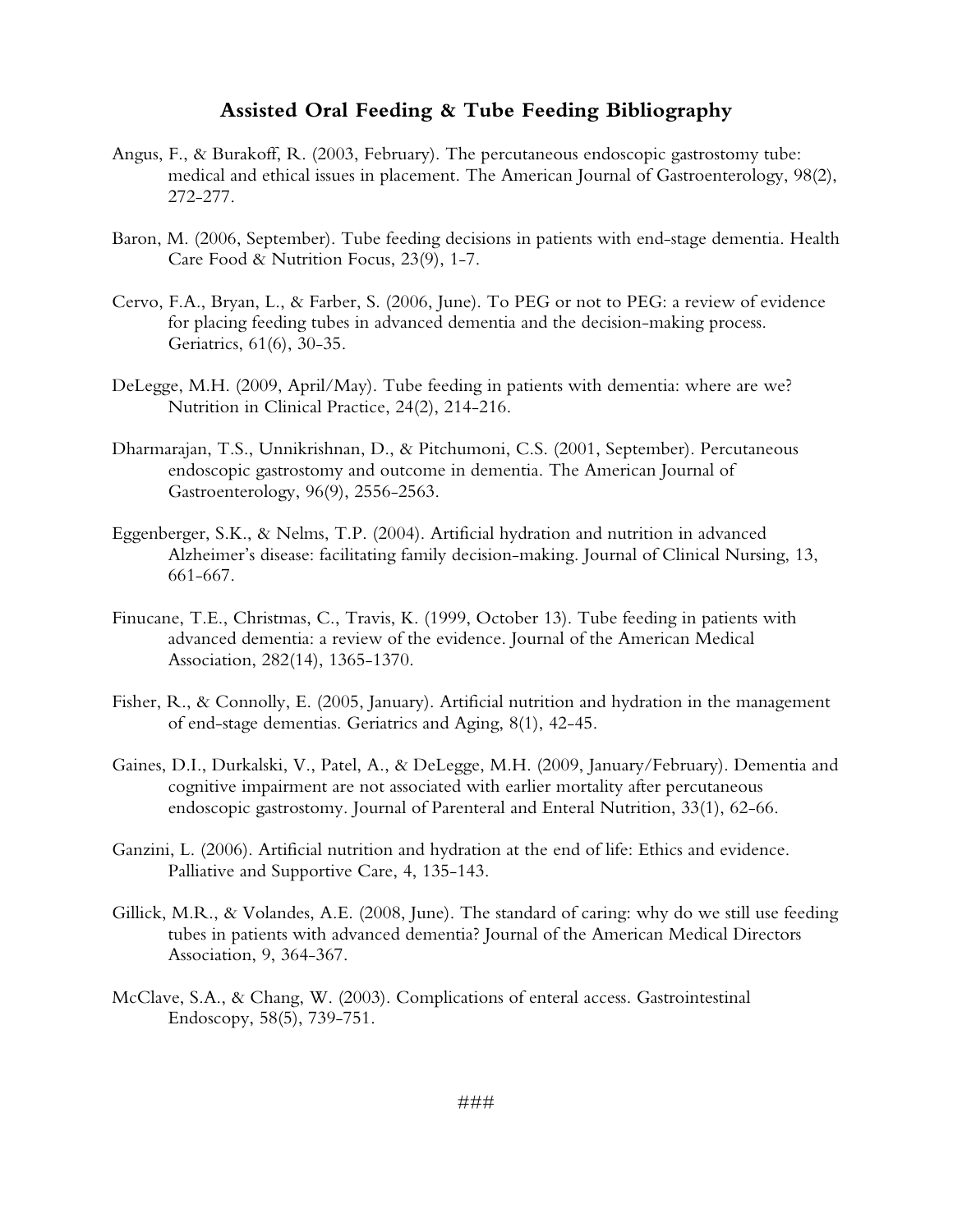## Assisted Oral Feeding & Tube Feeding Bibliography

Angus, F., & Burakoff, R. (2003, February). The percutaneous endoscopic gastrostomy tube: medical and ethical issues in placement. The American Journal of Gastroenterology, 98(2), 272-277.

Baron, M. (2006, September). Tube feeding decisions in patients with end-stage dementia. Health Care Food & Nutrition Focus, 23(9), 1-7.

Cervo, F.A., Bryan, L., & Farber, S. (2006, June). To PEG or not to PEG: a review of evidence for placing feeding tubes in advanced dementia and the decision-making process. Geriatrics, 61(6), 30-35.

DeLegge, M.H. (2009, April/May). Tube feeding in patients with dementia: where are we? Nutrition in Clinical Practice, 24(2), 214-216.

Dharmarajan, T.S., Unnikrishnan, D., & Pitchumoni, C.S. (2001, September). Percutaneous endoscopic gastrostomy and outcome in dementia. The American Journal of Gastroenterology, 96(9), 2556-2563.

Eggenberger, S.K., & Nelms, T.P. (2004). Artificial hydration and nutrition in advanced Alzheimer's disease: facilitating family decision-making. Journal of Clinical Nursing, 13, 661-667.

Finucane, T.E., Christmas, C., Travis, K. (1999, October 13). Tube feeding in patients with advanced dementia: a review of the evidence. Journal of the American Medical Association, 282(14), 1365-1370.

Fisher, R., & Connolly, E. (2005, January). Artificial nutrition and hydration in the management of end-stage dementias. Geriatrics and Aging, 8(1), 42-45.

Gaines, D.I., Durkalski, V., Patel, A., & DeLegge, M.H. (2009, January/February). Dementia and cognitive impairment are not associated with earlier mortality after percutaneous endoscopic gastrostomy. Journal of Parenteral and Enteral Nutrition, 33(1), 62-66.

Ganzini, L. (2006). Artificial nutrition and hydration at the end of life: Ethics and evidence. Palliative and Supportive Care, 4, 135-143.

Gillick, M.R., & Volandes, A.E. (2008, June). The standard of caring: why do we still use feeding tubes in patients with advanced dementia? Journal of the American Medical Directors Association, 9, 364-367.

McClave, S.A., & Chang, W. (2003). Complications of enteral access. Gastrointestinal Endoscopy, 58(5), 739-751.

###